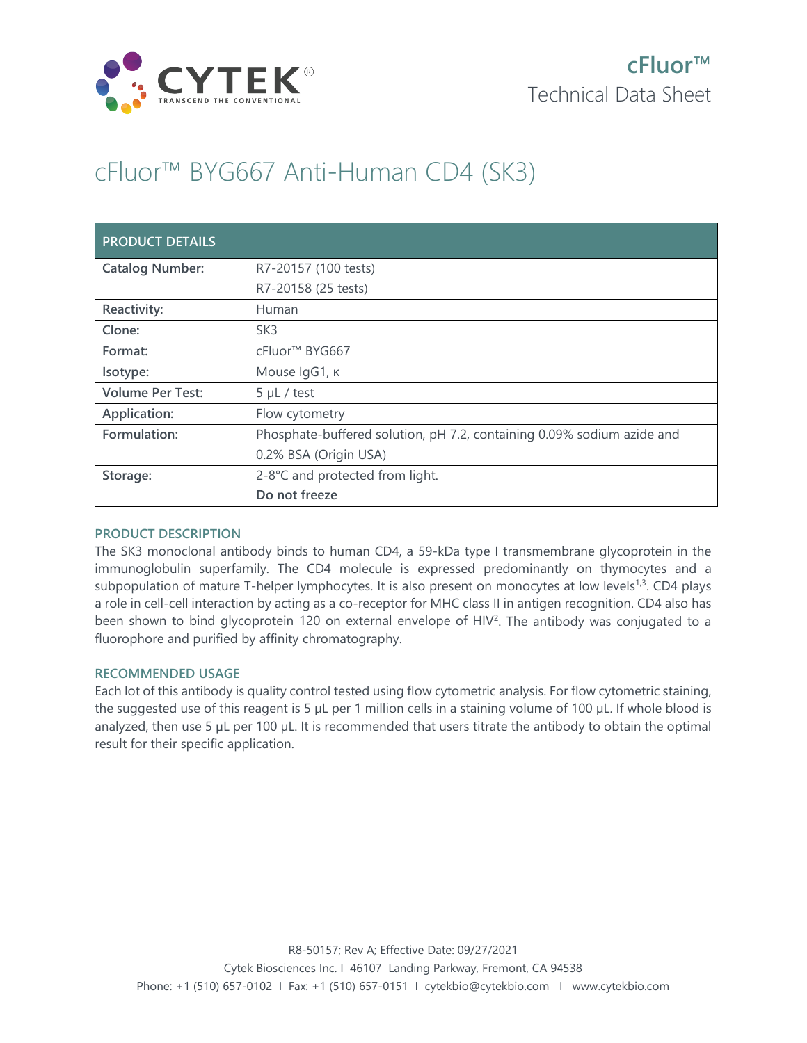cFluor™ Technical Data Sheet

# cFluor™ BYG667 Anti-Human CD4 (SK3)

| PRODUCT DETAILS | |
|---|---|
| **Catalog Number:** | R7-20157 (100 tests)<br>R7-20158 (25 tests) |
| **Reactivity:** | Human |
| **Clone:** | SK3 |
| **Format:** | cFluor™ BYG667 |
| **Isotype:** | Mouse IgG1, κ |
| **Volume Per Test:** | 5 µL / test |
| **Application:** | Flow cytometry |
| **Formulation:** | Phosphate-buffered solution, pH 7.2, containing 0.09% sodium azide and 0.2% BSA (Origin USA) |
| **Storage:** | 2-8°C and protected from light.<br>**Do not freeze** |

## PRODUCT DESCRIPTION

The SK3 monoclonal antibody binds to human CD4, a 59-kDa type I transmembrane glycoprotein in the immunoglobulin superfamily. The CD4 molecule is expressed predominantly on thymocytes and a subpopulation of mature T-helper lymphocytes. It is also present on monocytes at low levels[1,3]. CD4 plays a role in cell-cell interaction by acting as a co-receptor for MHC class II in antigen recognition. CD4 also has been shown to bind glycoprotein 120 on external envelope of HIV[2]. The antibody was conjugated to a fluorophore and purified by affinity chromatography.

## RECOMMENDED USAGE

Each lot of this antibody is quality control tested using flow cytometric analysis. For flow cytometric staining, the suggested use of this reagent is 5 µL per 1 million cells in a staining volume of 100 µL. If whole blood is analyzed, then use 5 µL per 100 µL. It is recommended that users titrate the antibody to obtain the optimal result for their specific application.

R8-50157; Rev A; Effective Date: 09/27/2021

Cytek Biosciences Inc. I 46107 Landing Parkway, Fremont, CA 94538

Phone: +1 (510) 657-0102 I Fax: +1 (510) 657-0151 I cytekbio@cytekbio.com I www.cytekbio.com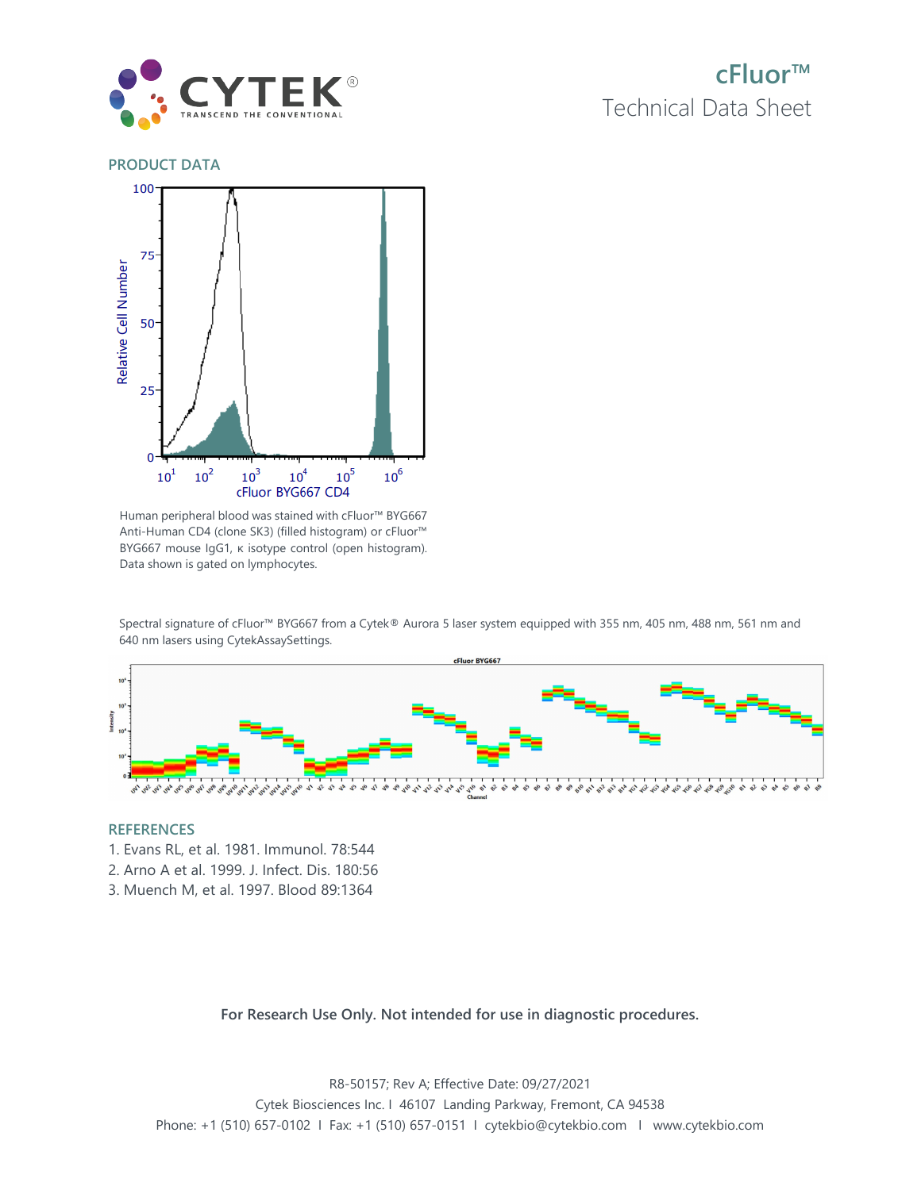## PRODUCT DATA

100
75
50
25
0
Relative Cell Number
$10^1$ $10^2$ $10^3$ $10^4$ $10^5$ $10^6$
cFluor BYG667 CD4

Human peripheral blood was stained with cFluor™ BYG667 Anti-Human CD4 (clone SK3) (filled histogram) or cFluor™ BYG667 mouse IgG1, κ isotype control (open histogram). Data shown is gated on lymphocytes.

Spectral signature of cFluor™ BYG667 from a Cytek® Aurora 5 laser system equipped with 355 nm, 405 nm, 488 nm, 561 nm and 640 nm lasers using CytekAssaySettings.

cFluor BYG667
Intensity
Channel

## REFERENCES

1. Evans RL, et al. 1981. Immunol. 78:544
2. Arno A et al. 1999. J. Infect. Dis. 180:56
3. Muench M, et al. 1997. Blood 89:1364

**For Research Use Only. Not intended for use in diagnostic procedures.**

R8-50157; Rev A; Effective Date: 09/27/2021
Cytek Biosciences Inc. I 46107 Landing Parkway, Fremont, CA 94538
Phone: +1 (510) 657-0102 I Fax: +1 (510) 657-0151 I cytekbio@cytekbio.com I www.cytekbio.com